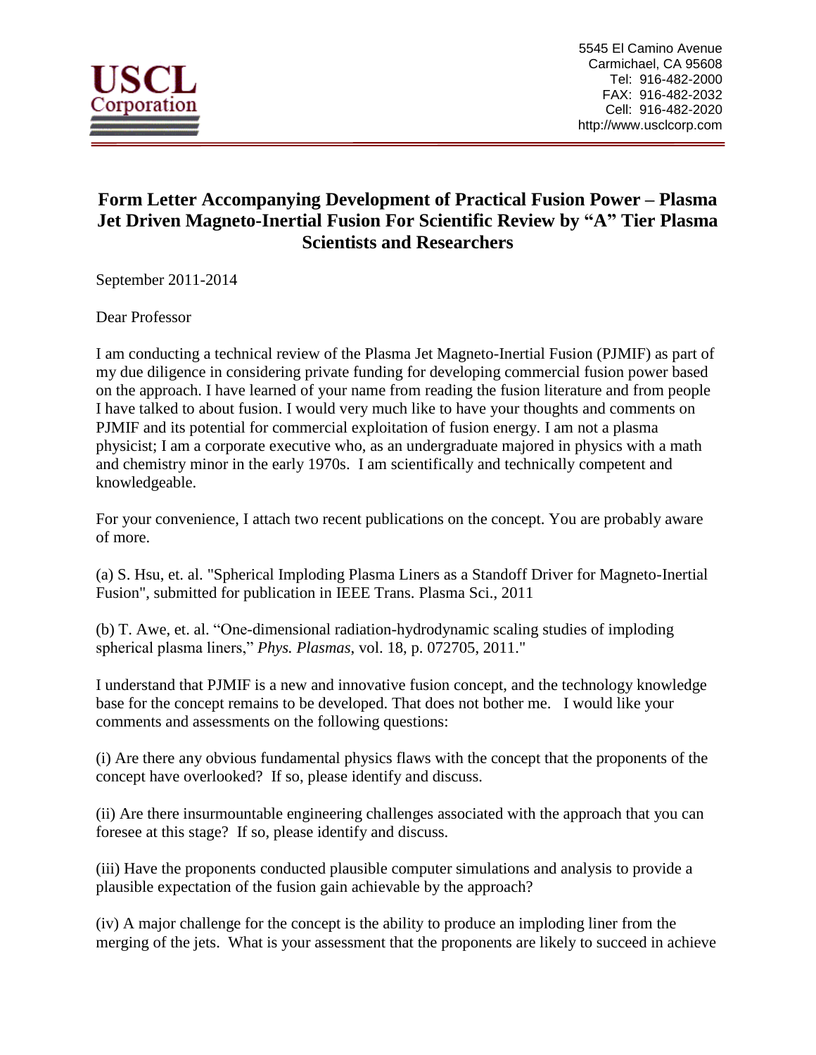**USCL Corporation**

5545 El Camino Avenue
Carmichael, CA 95608
Tel: 916-482-2000
FAX: 916-482-2032
Cell: 916-482-2020
http://www.usclcorp.com

# Form Letter Accompanying Development of Practical Fusion Power – Plasma Jet Driven Magneto-Inertial Fusion For Scientific Review by "A" Tier Plasma Scientists and Researchers

September 2011-2014

Dear Professor

I am conducting a technical review of the Plasma Jet Magneto-Inertial Fusion (PJMIF) as part of my due diligence in considering private funding for developing commercial fusion power based on the approach. I have learned of your name from reading the fusion literature and from people I have talked to about fusion. I would very much like to have your thoughts and comments on PJMIF and its potential for commercial exploitation of fusion energy. I am not a plasma physicist; I am a corporate executive who, as an undergraduate majored in physics with a math and chemistry minor in the early 1970s. I am scientifically and technically competent and knowledgeable.

For your convenience, I attach two recent publications on the concept. You are probably aware of more.

(a) S. Hsu, et. al. "Spherical Imploding Plasma Liners as a Standoff Driver for Magneto-Inertial Fusion", submitted for publication in IEEE Trans. Plasma Sci., 2011

(b) T. Awe, et. al. "One-dimensional radiation-hydrodynamic scaling studies of imploding spherical plasma liners," *Phys. Plasmas*, vol. 18, p. 072705, 2011."

I understand that PJMIF is a new and innovative fusion concept, and the technology knowledge base for the concept remains to be developed. That does not bother me. I would like your comments and assessments on the following questions:

(i) Are there any obvious fundamental physics flaws with the concept that the proponents of the concept have overlooked? If so, please identify and discuss.

(ii) Are there insurmountable engineering challenges associated with the approach that you can foresee at this stage? If so, please identify and discuss.

(iii) Have the proponents conducted plausible computer simulations and analysis to provide a plausible expectation of the fusion gain achievable by the approach?

(iv) A major challenge for the concept is the ability to produce an imploding liner from the merging of the jets. What is your assessment that the proponents are likely to succeed in achieve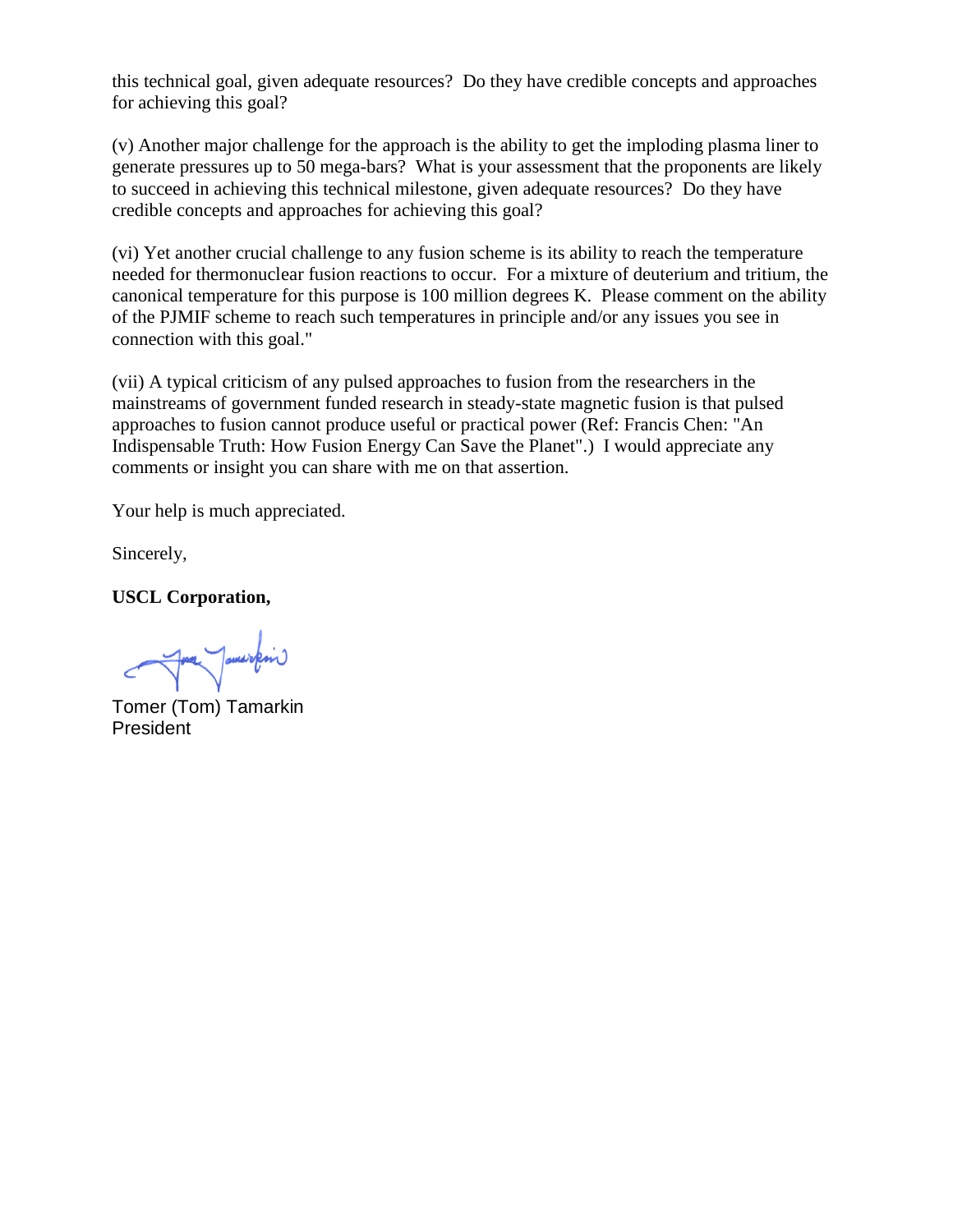this technical goal, given adequate resources? Do they have credible concepts and approaches for achieving this goal?

(v) Another major challenge for the approach is the ability to get the imploding plasma liner to generate pressures up to 50 mega-bars? What is your assessment that the proponents are likely to succeed in achieving this technical milestone, given adequate resources? Do they have credible concepts and approaches for achieving this goal?

(vi) Yet another crucial challenge to any fusion scheme is its ability to reach the temperature needed for thermonuclear fusion reactions to occur. For a mixture of deuterium and tritium, the canonical temperature for this purpose is 100 million degrees K. Please comment on the ability of the PJMIF scheme to reach such temperatures in principle and/or any issues you see in connection with this goal."

(vii) A typical criticism of any pulsed approaches to fusion from the researchers in the mainstreams of government funded research in steady-state magnetic fusion is that pulsed approaches to fusion cannot produce useful or practical power (Ref: Francis Chen: "An Indispensable Truth: How Fusion Energy Can Save the Planet".) I would appreciate any comments or insight you can share with me on that assertion.

Your help is much appreciated.

Sincerely,

**USCL Corporation,**

Tomer (Tom) Tamarkin
President